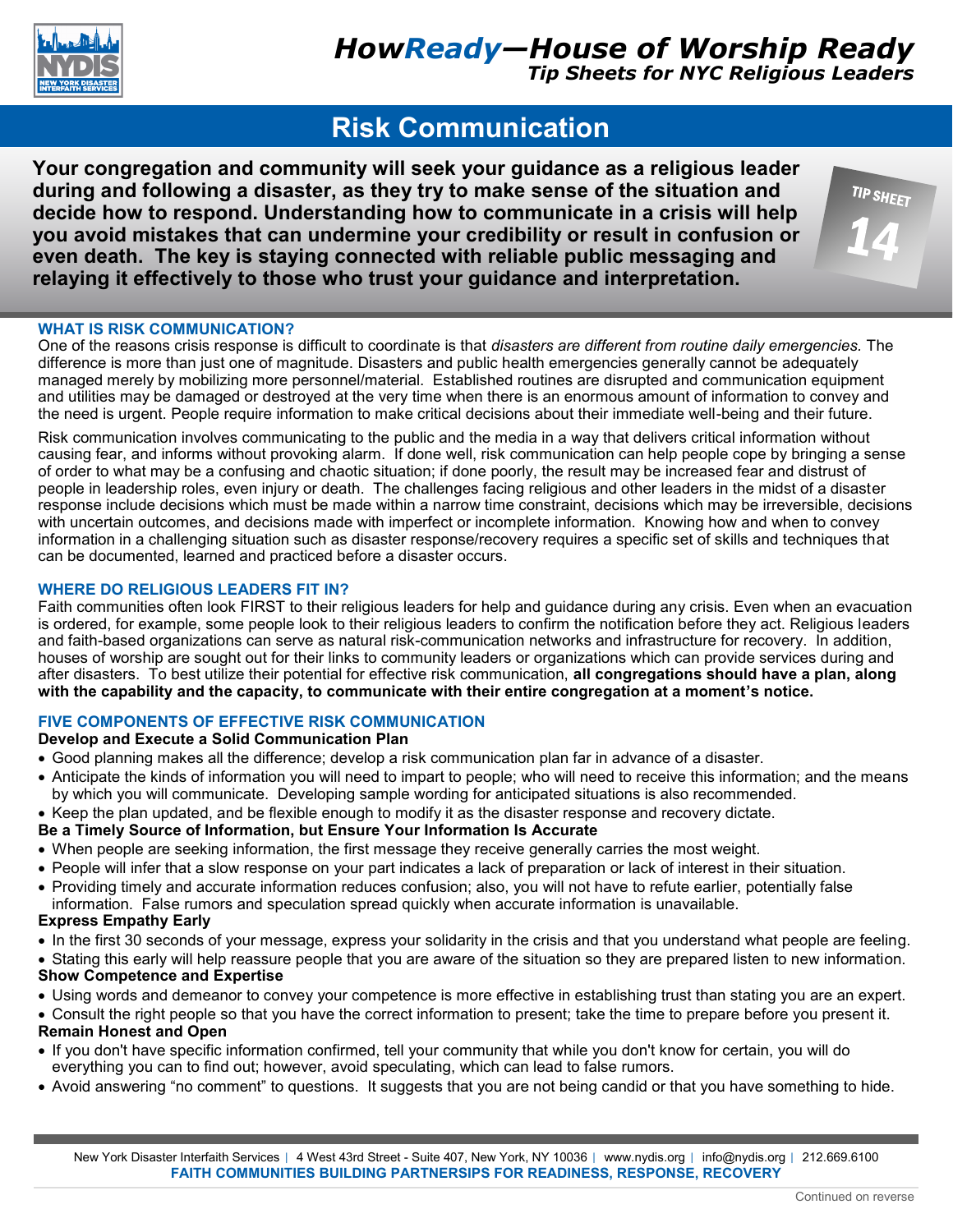# *HowReady*—House of Worship Ready

*Tip Sheets for NYC Religious Leaders*

## Risk Communication

**Your congregation and community will seek your guidance as a religious leader during and following a disaster, as they try to make sense of the situation and decide how to respond. Understanding how to communicate in a crisis will help you avoid mistakes that can undermine your credibility or result in confusion or even death. The key is staying connected with reliable public messaging and relaying it effectively to those who trust your guidance and interpretation.**

TIP SHEET 14

### WHAT IS RISK COMMUNICATION?

One of the reasons crisis response is difficult to coordinate is that *disasters are different from routine daily emergencies.* The difference is more than just one of magnitude. Disasters and public health emergencies generally cannot be adequately managed merely by mobilizing more personnel/material. Established routines are disrupted and communication equipment and utilities may be damaged or destroyed at the very time when there is an enormous amount of information to convey and the need is urgent. People require information to make critical decisions about their immediate well-being and their future.

Risk communication involves communicating to the public and the media in a way that delivers critical information without causing fear, and informs without provoking alarm. If done well, risk communication can help people cope by bringing a sense of order to what may be a confusing and chaotic situation; if done poorly, the result may be increased fear and distrust of people in leadership roles, even injury or death. The challenges facing religious and other leaders in the midst of a disaster response include decisions which must be made within a narrow time constraint, decisions which may be irreversible, decisions with uncertain outcomes, and decisions made with imperfect or incomplete information. Knowing how and when to convey information in a challenging situation such as disaster response/recovery requires a specific set of skills and techniques that can be documented, learned and practiced before a disaster occurs.

### WHERE DO RELIGIOUS LEADERS FIT IN?

Faith communities often look FIRST to their religious leaders for help and guidance during any crisis. Even when an evacuation is ordered, for example, some people look to their religious leaders to confirm the notification before they act. Religious leaders and faith-based organizations can serve as natural risk-communication networks and infrastructure for recovery. In addition, houses of worship are sought out for their links to community leaders or organizations which can provide services during and after disasters. To best utilize their potential for effective risk communication, **all congregations should have a plan, along with the capability and the capacity, to communicate with their entire congregation at a moment's notice.**

### FIVE COMPONENTS OF EFFECTIVE RISK COMMUNICATION

**Develop and Execute a Solid Communication Plan**

- Good planning makes all the difference; develop a risk communication plan far in advance of a disaster.
- Anticipate the kinds of information you will need to impart to people; who will need to receive this information; and the means by which you will communicate. Developing sample wording for anticipated situations is also recommended.
- Keep the plan updated, and be flexible enough to modify it as the disaster response and recovery dictate.

**Be a Timely Source of Information, but Ensure Your Information Is Accurate**

- When people are seeking information, the first message they receive generally carries the most weight.
- People will infer that a slow response on your part indicates a lack of preparation or lack of interest in their situation.
- Providing timely and accurate information reduces confusion; also, you will not have to refute earlier, potentially false information. False rumors and speculation spread quickly when accurate information is unavailable.

**Express Empathy Early**

- In the first 30 seconds of your message, express your solidarity in the crisis and that you understand what people are feeling.
- Stating this early will help reassure people that you are aware of the situation so they are prepared listen to new information.

**Show Competence and Expertise**

- Using words and demeanor to convey your competence is more effective in establishing trust than stating you are an expert.
- Consult the right people so that you have the correct information to present; take the time to prepare before you present it.

**Remain Honest and Open**

- If you don't have specific information confirmed, tell your community that while you don't know for certain, you will do everything you can to find out; however, avoid speculating, which can lead to false rumors.
- Avoid answering "no comment" to questions. It suggests that you are not being candid or that you have something to hide.

New York Disaster Interfaith Services | 4 West 43rd Street - Suite 407, New York, NY 10036 | www.nydis.org | info@nydis.org | 212.669.6100
**FAITH COMMUNITIES BUILDING PARTNERSIPS FOR READINESS, RESPONSE, RECOVERY**

Continued on reverse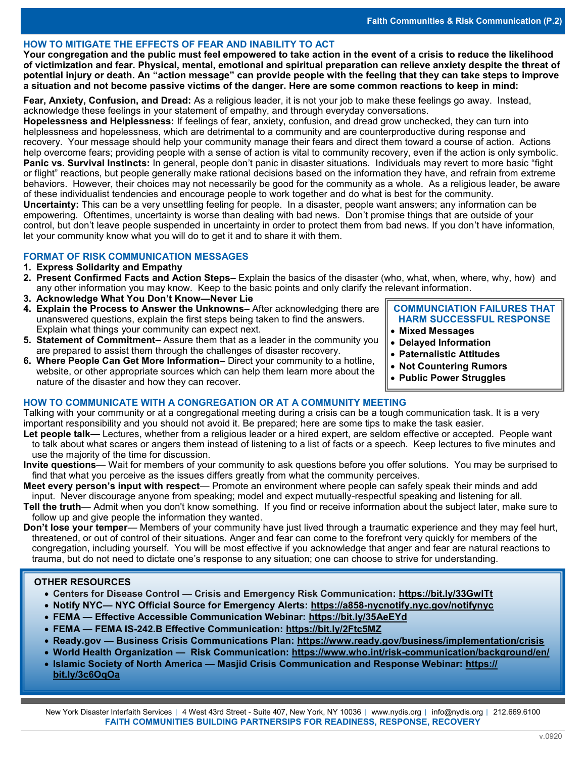## HOW TO MITIGATE THE EFFECTS OF FEAR AND INABILITY TO ACT

**Your congregation and the public must feel empowered to take action in the event of a crisis to reduce the likelihood of victimization and fear. Physical, mental, emotional and spiritual preparation can relieve anxiety despite the threat of potential injury or death. An "action message" can provide people with the feeling that they can take steps to improve a situation and not become passive victims of the danger. Here are some common reactions to keep in mind:**

**Fear, Anxiety, Confusion, and Dread:** As a religious leader, it is not your job to make these feelings go away. Instead, acknowledge these feelings in your statement of empathy, and through everyday conversations.

**Hopelessness and Helplessness:** If feelings of fear, anxiety, confusion, and dread grow unchecked, they can turn into helplessness and hopelessness, which are detrimental to a community and are counterproductive during response and recovery. Your message should help your community manage their fears and direct them toward a course of action. Actions help overcome fears; providing people with a sense of action is vital to community recovery, even if the action is only symbolic.

**Panic vs. Survival Instincts:** In general, people don't panic in disaster situations. Individuals may revert to more basic "fight or flight" reactions, but people generally make rational decisions based on the information they have, and refrain from extreme behaviors. However, their choices may not necessarily be good for the community as a whole. As a religious leader, be aware of these individualist tendencies and encourage people to work together and do what is best for the community.

**Uncertainty:** This can be a very unsettling feeling for people. In a disaster, people want answers; any information can be empowering. Oftentimes, uncertainty is worse than dealing with bad news. Don't promise things that are outside of your control, but don't leave people suspended in uncertainty in order to protect them from bad news. If you don't have information, let your community know what you will do to get it and to share it with them.

## FORMAT OF RISK COMMUNICATION MESSAGES

1. **Express Solidarity and Empathy**
2. **Present Confirmed Facts and Action Steps–** Explain the basics of the disaster (who, what, when, where, why, how) and any other information you may know. Keep to the basic points and only clarify the relevant information.
3. **Acknowledge What You Don't Know—Never Lie**
4. **Explain the Process to Answer the Unknowns–** After acknowledging there are unanswered questions, explain the first steps being taken to find the answers. Explain what things your community can expect next.
5. **Statement of Commitment–** Assure them that as a leader in the community you are prepared to assist them through the challenges of disaster recovery.
6. **Where People Can Get More Information–** Direct your community to a hotline, website, or other appropriate sources which can help them learn more about the nature of the disaster and how they can recover.

### COMMUNCIATION FAILURES THAT HARM SUCCESSFUL RESPONSE

- **Mixed Messages**
- **Delayed Information**
- **Paternalistic Attitudes**
- **Not Countering Rumors**
- **Public Power Struggles**

## HOW TO COMMUNICATE WITH A CONGREGATION OR AT A COMMUNITY MEETING

Talking with your community or at a congregational meeting during a crisis can be a tough communication task. It is a very important responsibility and you should not avoid it. Be prepared; here are some tips to make the task easier.

**Let people talk—** Lectures, whether from a religious leader or a hired expert, are seldom effective or accepted. People want to talk about what scares or angers them instead of listening to a list of facts or a speech. Keep lectures to five minutes and use the majority of the time for discussion.

**Invite questions**— Wait for members of your community to ask questions before you offer solutions. You may be surprised to find that what you perceive as the issues differs greatly from what the community perceives.

**Meet every person's input with respect**— Promote an environment where people can safely speak their minds and add input. Never discourage anyone from speaking; model and expect mutually-respectful speaking and listening for all.

**Tell the truth**— Admit when you don't know something. If you find or receive information about the subject later, make sure to follow up and give people the information they wanted.

**Don't lose your temper**— Members of your community have just lived through a traumatic experience and they may feel hurt, threatened, or out of control of their situations. Anger and fear can come to the forefront very quickly for members of the congregation, including yourself. You will be most effective if you acknowledge that anger and fear are natural reactions to trauma, but do not need to dictate one's response to any situation; one can choose to strive for understanding.

### OTHER RESOURCES

- **Centers for Disease Control — Crisis and Emergency Risk Communication: https://bit.ly/33GwITt**
- **Notify NYC— NYC Official Source for Emergency Alerts: https://a858-nycnotify.nyc.gov/notifynyc**
- **FEMA — Effective Accessible Communication Webinar: https://bit.ly/35AeEYd**
- **FEMA — FEMA IS-242.B Effective Communication: https://bit.ly/2Ftc5MZ**
- **Ready.gov — Business Crisis Communications Plan: https://www.ready.gov/business/implementation/crisis**
- **World Health Organization — Risk Communication: https://www.who.int/risk-communication/background/en/**
- **Islamic Society of North America — Masjid Crisis Communication and Response Webinar: https://bit.ly/3c6OqOa**

New York Disaster Interfaith Services | 4 West 43rd Street - Suite 407, New York, NY 10036 | www.nydis.org | info@nydis.org | 212.669.6100

**FAITH COMMUNITIES BUILDING PARTNERSIPS FOR READINESS, RESPONSE, RECOVERY**

v.0920